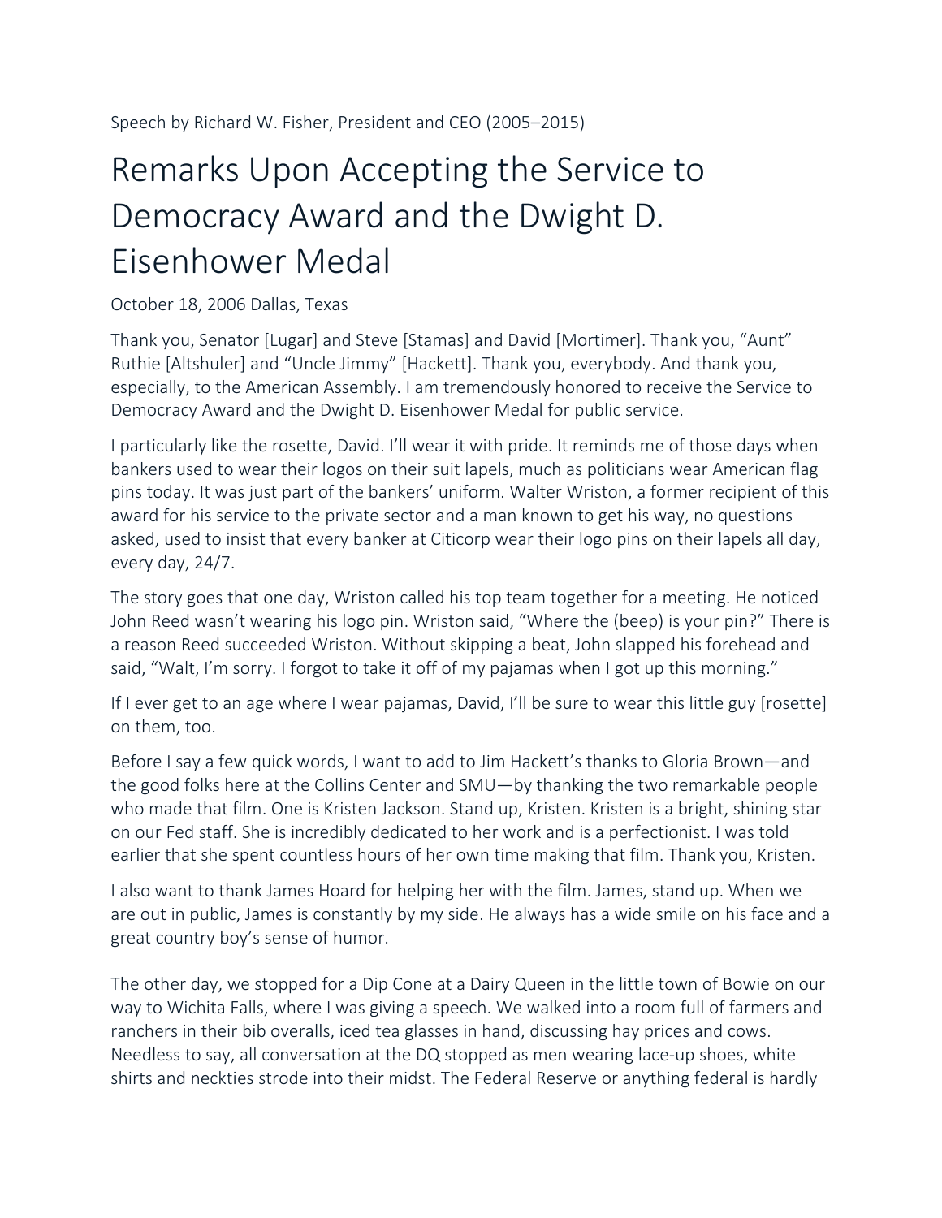Speech by Richard W. Fisher, President and CEO (2005–2015)

# Remarks Upon Accepting the Service to Democracy Award and the Dwight D. Eisenhower Medal

October 18, 2006 Dallas, Texas

Thank you, Senator [Lugar] and Steve [Stamas] and David [Mortimer]. Thank you, "Aunt" Ruthie [Altshuler] and "Uncle Jimmy" [Hackett]. Thank you, everybody. And thank you, especially, to the American Assembly. I am tremendously honored to receive the Service to Democracy Award and the Dwight D. Eisenhower Medal for public service.

I particularly like the rosette, David. I'll wear it with pride. It reminds me of those days when bankers used to wear their logos on their suit lapels, much as politicians wear American flag pins today. It was just part of the bankers' uniform. Walter Wriston, a former recipient of this award for his service to the private sector and a man known to get his way, no questions asked, used to insist that every banker at Citicorp wear their logo pins on their lapels all day, every day, 24/7.

The story goes that one day, Wriston called his top team together for a meeting. He noticed John Reed wasn't wearing his logo pin. Wriston said, "Where the (beep) is your pin?" There is a reason Reed succeeded Wriston. Without skipping a beat, John slapped his forehead and said, "Walt, I'm sorry. I forgot to take it off of my pajamas when I got up this morning."

If I ever get to an age where I wear pajamas, David, I'll be sure to wear this little guy [rosette] on them, too.

Before I say a few quick words, I want to add to Jim Hackett's thanks to Gloria Brown—and the good folks here at the Collins Center and SMU—by thanking the two remarkable people who made that film. One is Kristen Jackson. Stand up, Kristen. Kristen is a bright, shining star on our Fed staff. She is incredibly dedicated to her work and is a perfectionist. I was told earlier that she spent countless hours of her own time making that film. Thank you, Kristen.

I also want to thank James Hoard for helping her with the film. James, stand up. When we are out in public, James is constantly by my side. He always has a wide smile on his face and a great country boy's sense of humor.

The other day, we stopped for a Dip Cone at a Dairy Queen in the little town of Bowie on our way to Wichita Falls, where I was giving a speech. We walked into a room full of farmers and ranchers in their bib overalls, iced tea glasses in hand, discussing hay prices and cows. Needless to say, all conversation at the DQ stopped as men wearing lace-up shoes, white shirts and neckties strode into their midst. The Federal Reserve or anything federal is hardly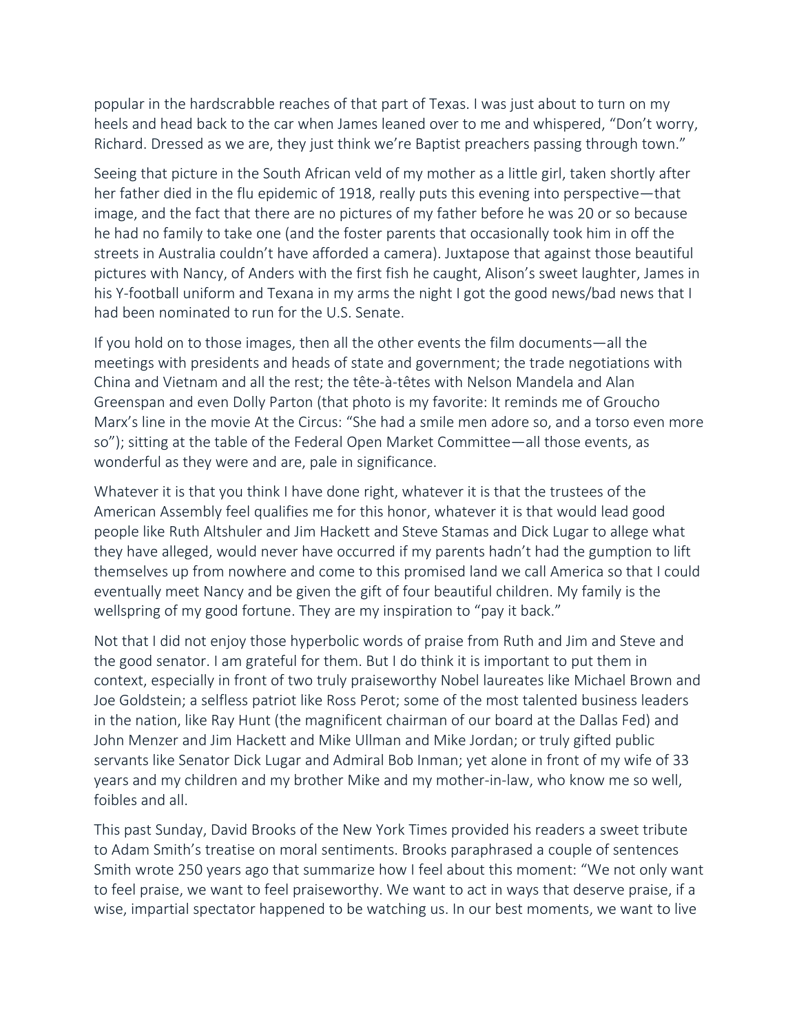popular in the hardscrabble reaches of that part of Texas. I was just about to turn on my heels and head back to the car when James leaned over to me and whispered, "Don't worry, Richard. Dressed as we are, they just think we're Baptist preachers passing through town."

Seeing that picture in the South African veld of my mother as a little girl, taken shortly after her father died in the flu epidemic of 1918, really puts this evening into perspective—that image, and the fact that there are no pictures of my father before he was 20 or so because he had no family to take one (and the foster parents that occasionally took him in off the streets in Australia couldn't have afforded a camera). Juxtapose that against those beautiful pictures with Nancy, of Anders with the first fish he caught, Alison's sweet laughter, James in his Y-football uniform and Texana in my arms the night I got the good news/bad news that I had been nominated to run for the U.S. Senate.

If you hold on to those images, then all the other events the film documents—all the meetings with presidents and heads of state and government; the trade negotiations with China and Vietnam and all the rest; the tête-à-têtes with Nelson Mandela and Alan Greenspan and even Dolly Parton (that photo is my favorite: It reminds me of Groucho Marx's line in the movie At the Circus: "She had a smile men adore so, and a torso even more so"); sitting at the table of the Federal Open Market Committee—all those events, as wonderful as they were and are, pale in significance.

Whatever it is that you think I have done right, whatever it is that the trustees of the American Assembly feel qualifies me for this honor, whatever it is that would lead good people like Ruth Altshuler and Jim Hackett and Steve Stamas and Dick Lugar to allege what they have alleged, would never have occurred if my parents hadn't had the gumption to lift themselves up from nowhere and come to this promised land we call America so that I could eventually meet Nancy and be given the gift of four beautiful children. My family is the wellspring of my good fortune. They are my inspiration to "pay it back."

Not that I did not enjoy those hyperbolic words of praise from Ruth and Jim and Steve and the good senator. I am grateful for them. But I do think it is important to put them in context, especially in front of two truly praiseworthy Nobel laureates like Michael Brown and Joe Goldstein; a selfless patriot like Ross Perot; some of the most talented business leaders in the nation, like Ray Hunt (the magnificent chairman of our board at the Dallas Fed) and John Menzer and Jim Hackett and Mike Ullman and Mike Jordan; or truly gifted public servants like Senator Dick Lugar and Admiral Bob Inman; yet alone in front of my wife of 33 years and my children and my brother Mike and my mother-in-law, who know me so well, foibles and all.

This past Sunday, David Brooks of the New York Times provided his readers a sweet tribute to Adam Smith's treatise on moral sentiments. Brooks paraphrased a couple of sentences Smith wrote 250 years ago that summarize how I feel about this moment: "We not only want to feel praise, we want to feel praiseworthy. We want to act in ways that deserve praise, if a wise, impartial spectator happened to be watching us. In our best moments, we want to live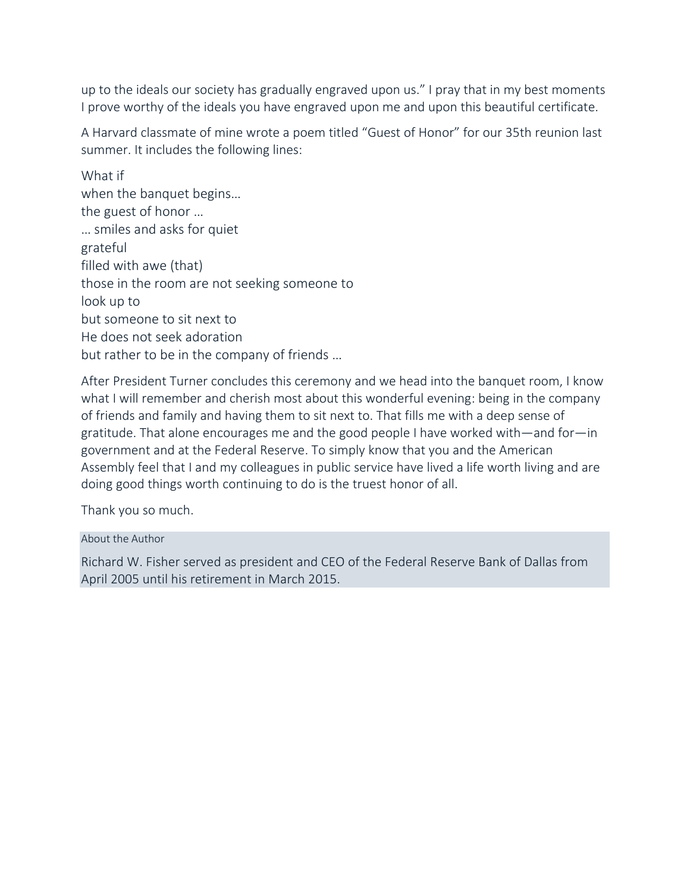up to the ideals our society has gradually engraved upon us." I pray that in my best moments I prove worthy of the ideals you have engraved upon me and upon this beautiful certificate.

A Harvard classmate of mine wrote a poem titled "Guest of Honor" for our 35th reunion last summer. It includes the following lines:

What if  
when the banquet begins…  
the guest of honor …  
… smiles and asks for quiet  
grateful  
filled with awe (that)  
those in the room are not seeking someone to  
look up to  
but someone to sit next to  
He does not seek adoration  
but rather to be in the company of friends …

After President Turner concludes this ceremony and we head into the banquet room, I know what I will remember and cherish most about this wonderful evening: being in the company of friends and family and having them to sit next to. That fills me with a deep sense of gratitude. That alone encourages me and the good people I have worked with—and for—in government and at the Federal Reserve. To simply know that you and the American Assembly feel that I and my colleagues in public service have lived a life worth living and are doing good things worth continuing to do is the truest honor of all.

Thank you so much.

About the Author

Richard W. Fisher served as president and CEO of the Federal Reserve Bank of Dallas from April 2005 until his retirement in March 2015.